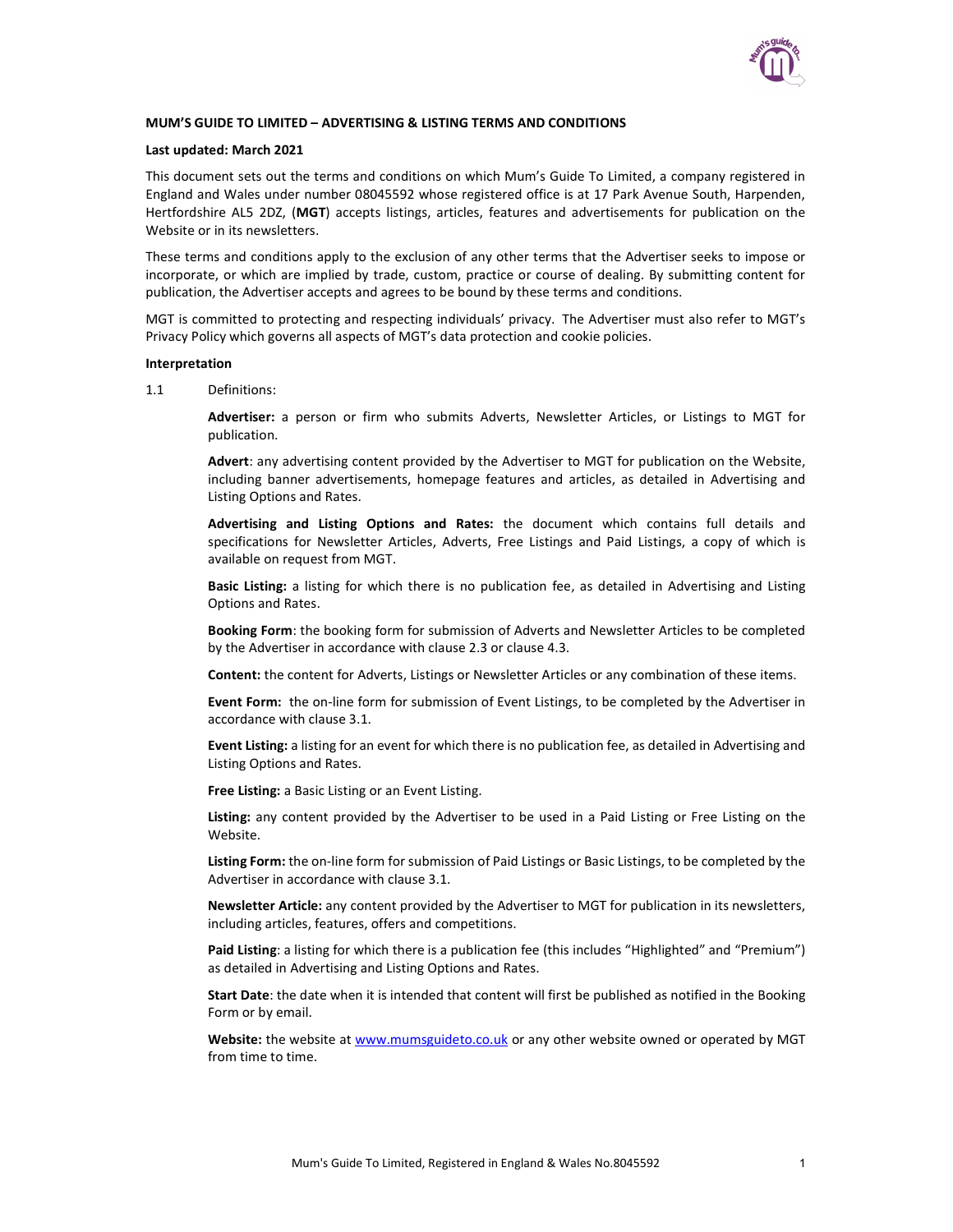## MUM'S GUIDE TO LIMITED – ADVERTISING & LISTING TERMS AND CONDITIONS

**Last updated: March 2021**

This document sets out the terms and conditions on which Mum's Guide To Limited, a company registered in England and Wales under number 08045592 whose registered office is at 17 Park Avenue South, Harpenden, Hertfordshire AL5 2DZ, (**MGT**) accepts listings, articles, features and advertisements for publication on the Website or in its newsletters.

These terms and conditions apply to the exclusion of any other terms that the Advertiser seeks to impose or incorporate, or which are implied by trade, custom, practice or course of dealing. By submitting content for publication, the Advertiser accepts and agrees to be bound by these terms and conditions.

MGT is committed to protecting and respecting individuals' privacy. The Advertiser must also refer to MGT's Privacy Policy which governs all aspects of MGT's data protection and cookie policies.

### Interpretation

1.1 Definitions:

**Advertiser:** a person or firm who submits Adverts, Newsletter Articles, or Listings to MGT for publication.

**Advert**: any advertising content provided by the Advertiser to MGT for publication on the Website, including banner advertisements, homepage features and articles, as detailed in Advertising and Listing Options and Rates.

**Advertising and Listing Options and Rates:** the document which contains full details and specifications for Newsletter Articles, Adverts, Free Listings and Paid Listings, a copy of which is available on request from MGT.

**Basic Listing:** a listing for which there is no publication fee, as detailed in Advertising and Listing Options and Rates.

**Booking Form**: the booking form for submission of Adverts and Newsletter Articles to be completed by the Advertiser in accordance with clause 2.3 or clause 4.3.

**Content:** the content for Adverts, Listings or Newsletter Articles or any combination of these items.

**Event Form:** the on-line form for submission of Event Listings, to be completed by the Advertiser in accordance with clause 3.1.

**Event Listing:** a listing for an event for which there is no publication fee, as detailed in Advertising and Listing Options and Rates.

**Free Listing:** a Basic Listing or an Event Listing.

**Listing:** any content provided by the Advertiser to be used in a Paid Listing or Free Listing on the Website.

**Listing Form:** the on-line form for submission of Paid Listings or Basic Listings, to be completed by the Advertiser in accordance with clause 3.1.

**Newsletter Article:** any content provided by the Advertiser to MGT for publication in its newsletters, including articles, features, offers and competitions.

**Paid Listing**: a listing for which there is a publication fee (this includes "Highlighted" and "Premium") as detailed in Advertising and Listing Options and Rates.

**Start Date**: the date when it is intended that content will first be published as notified in the Booking Form or by email.

**Website:** the website at www.mumsguideto.co.uk or any other website owned or operated by MGT from time to time.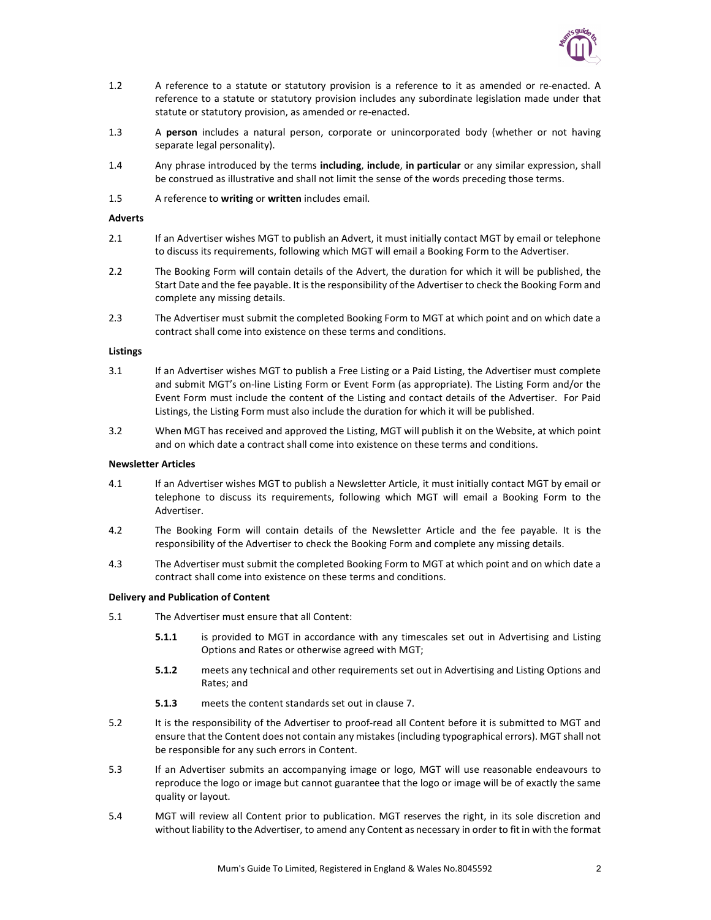1.2 A reference to a statute or statutory provision is a reference to it as amended or re-enacted. A reference to a statute or statutory provision includes any subordinate legislation made under that statute or statutory provision, as amended or re-enacted.

1.3 A **person** includes a natural person, corporate or unincorporated body (whether or not having separate legal personality).

1.4 Any phrase introduced by the terms **including**, **include**, **in particular** or any similar expression, shall be construed as illustrative and shall not limit the sense of the words preceding those terms.

1.5 A reference to **writing** or **written** includes email.

**Adverts**

2.1 If an Advertiser wishes MGT to publish an Advert, it must initially contact MGT by email or telephone to discuss its requirements, following which MGT will email a Booking Form to the Advertiser.

2.2 The Booking Form will contain details of the Advert, the duration for which it will be published, the Start Date and the fee payable. It is the responsibility of the Advertiser to check the Booking Form and complete any missing details.

2.3 The Advertiser must submit the completed Booking Form to MGT at which point and on which date a contract shall come into existence on these terms and conditions.

**Listings**

3.1 If an Advertiser wishes MGT to publish a Free Listing or a Paid Listing, the Advertiser must complete and submit MGT's on-line Listing Form or Event Form (as appropriate). The Listing Form and/or the Event Form must include the content of the Listing and contact details of the Advertiser. For Paid Listings, the Listing Form must also include the duration for which it will be published.

3.2 When MGT has received and approved the Listing, MGT will publish it on the Website, at which point and on which date a contract shall come into existence on these terms and conditions.

**Newsletter Articles**

4.1 If an Advertiser wishes MGT to publish a Newsletter Article, it must initially contact MGT by email or telephone to discuss its requirements, following which MGT will email a Booking Form to the Advertiser.

4.2 The Booking Form will contain details of the Newsletter Article and the fee payable. It is the responsibility of the Advertiser to check the Booking Form and complete any missing details.

4.3 The Advertiser must submit the completed Booking Form to MGT at which point and on which date a contract shall come into existence on these terms and conditions.

**Delivery and Publication of Content**

5.1 The Advertiser must ensure that all Content:

- **5.1.1** is provided to MGT in accordance with any timescales set out in Advertising and Listing Options and Rates or otherwise agreed with MGT;
- **5.1.2** meets any technical and other requirements set out in Advertising and Listing Options and Rates; and
- **5.1.3** meets the content standards set out in clause 7.

5.2 It is the responsibility of the Advertiser to proof-read all Content before it is submitted to MGT and ensure that the Content does not contain any mistakes (including typographical errors). MGT shall not be responsible for any such errors in Content.

5.3 If an Advertiser submits an accompanying image or logo, MGT will use reasonable endeavours to reproduce the logo or image but cannot guarantee that the logo or image will be of exactly the same quality or layout.

5.4 MGT will review all Content prior to publication. MGT reserves the right, in its sole discretion and without liability to the Advertiser, to amend any Content as necessary in order to fit in with the format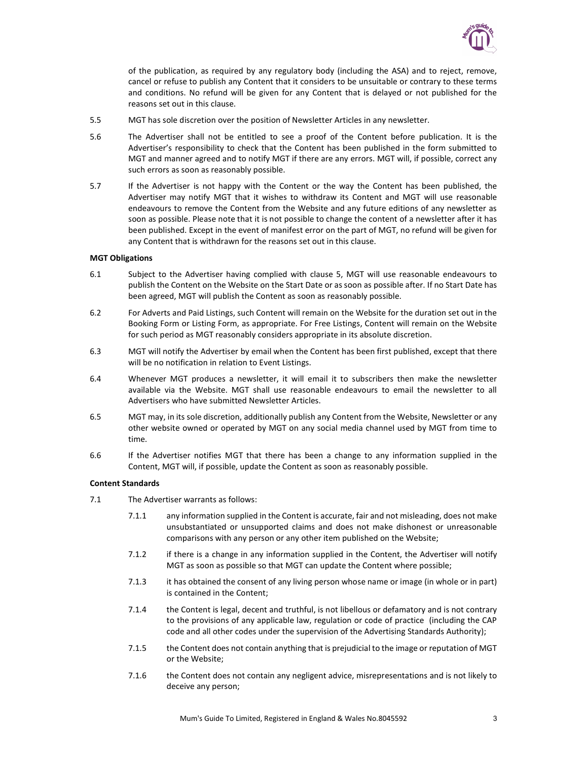of the publication, as required by any regulatory body (including the ASA) and to reject, remove, cancel or refuse to publish any Content that it considers to be unsuitable or contrary to these terms and conditions. No refund will be given for any Content that is delayed or not published for the reasons set out in this clause.

5.5 MGT has sole discretion over the position of Newsletter Articles in any newsletter.

5.6 The Advertiser shall not be entitled to see a proof of the Content before publication. It is the Advertiser's responsibility to check that the Content has been published in the form submitted to MGT and manner agreed and to notify MGT if there are any errors. MGT will, if possible, correct any such errors as soon as reasonably possible.

5.7 If the Advertiser is not happy with the Content or the way the Content has been published, the Advertiser may notify MGT that it wishes to withdraw its Content and MGT will use reasonable endeavours to remove the Content from the Website and any future editions of any newsletter as soon as possible. Please note that it is not possible to change the content of a newsletter after it has been published. Except in the event of manifest error on the part of MGT, no refund will be given for any Content that is withdrawn for the reasons set out in this clause.

**MGT Obligations**

6.1 Subject to the Advertiser having complied with clause 5, MGT will use reasonable endeavours to publish the Content on the Website on the Start Date or as soon as possible after. If no Start Date has been agreed, MGT will publish the Content as soon as reasonably possible.

6.2 For Adverts and Paid Listings, such Content will remain on the Website for the duration set out in the Booking Form or Listing Form, as appropriate. For Free Listings, Content will remain on the Website for such period as MGT reasonably considers appropriate in its absolute discretion.

6.3 MGT will notify the Advertiser by email when the Content has been first published, except that there will be no notification in relation to Event Listings.

6.4 Whenever MGT produces a newsletter, it will email it to subscribers then make the newsletter available via the Website. MGT shall use reasonable endeavours to email the newsletter to all Advertisers who have submitted Newsletter Articles.

6.5 MGT may, in its sole discretion, additionally publish any Content from the Website, Newsletter or any other website owned or operated by MGT on any social media channel used by MGT from time to time.

6.6 If the Advertiser notifies MGT that there has been a change to any information supplied in the Content, MGT will, if possible, update the Content as soon as reasonably possible.

**Content Standards**

7.1 The Advertiser warrants as follows:

7.1.1 any information supplied in the Content is accurate, fair and not misleading, does not make unsubstantiated or unsupported claims and does not make dishonest or unreasonable comparisons with any person or any other item published on the Website;

7.1.2 if there is a change in any information supplied in the Content, the Advertiser will notify MGT as soon as possible so that MGT can update the Content where possible;

7.1.3 it has obtained the consent of any living person whose name or image (in whole or in part) is contained in the Content;

7.1.4 the Content is legal, decent and truthful, is not libellous or defamatory and is not contrary to the provisions of any applicable law, regulation or code of practice (including the CAP code and all other codes under the supervision of the Advertising Standards Authority);

7.1.5 the Content does not contain anything that is prejudicial to the image or reputation of MGT or the Website;

7.1.6 the Content does not contain any negligent advice, misrepresentations and is not likely to deceive any person;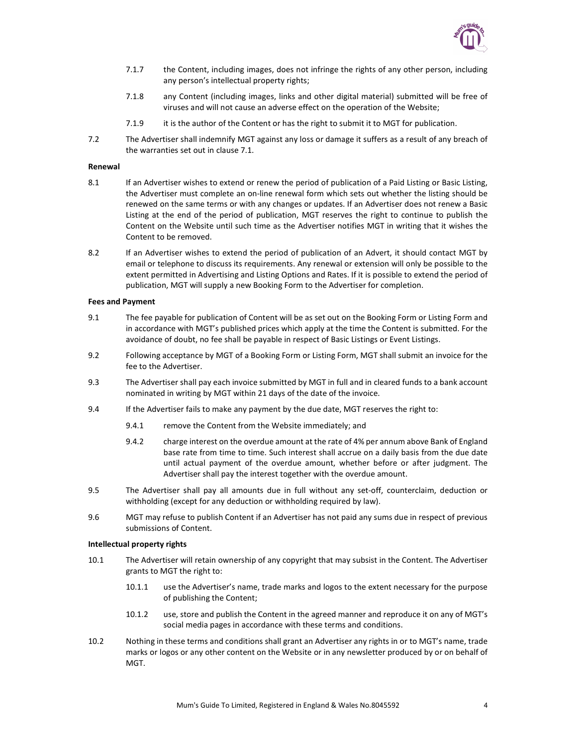7.1.7 the Content, including images, does not infringe the rights of any other person, including any person's intellectual property rights;

7.1.8 any Content (including images, links and other digital material) submitted will be free of viruses and will not cause an adverse effect on the operation of the Website;

7.1.9 it is the author of the Content or has the right to submit it to MGT for publication.

7.2 The Advertiser shall indemnify MGT against any loss or damage it suffers as a result of any breach of the warranties set out in clause 7.1.

**Renewal**

8.1 If an Advertiser wishes to extend or renew the period of publication of a Paid Listing or Basic Listing, the Advertiser must complete an on-line renewal form which sets out whether the listing should be renewed on the same terms or with any changes or updates. If an Advertiser does not renew a Basic Listing at the end of the period of publication, MGT reserves the right to continue to publish the Content on the Website until such time as the Advertiser notifies MGT in writing that it wishes the Content to be removed.

8.2 If an Advertiser wishes to extend the period of publication of an Advert, it should contact MGT by email or telephone to discuss its requirements. Any renewal or extension will only be possible to the extent permitted in Advertising and Listing Options and Rates. If it is possible to extend the period of publication, MGT will supply a new Booking Form to the Advertiser for completion.

**Fees and Payment**

9.1 The fee payable for publication of Content will be as set out on the Booking Form or Listing Form and in accordance with MGT's published prices which apply at the time the Content is submitted. For the avoidance of doubt, no fee shall be payable in respect of Basic Listings or Event Listings.

9.2 Following acceptance by MGT of a Booking Form or Listing Form, MGT shall submit an invoice for the fee to the Advertiser.

9.3 The Advertiser shall pay each invoice submitted by MGT in full and in cleared funds to a bank account nominated in writing by MGT within 21 days of the date of the invoice.

9.4 If the Advertiser fails to make any payment by the due date, MGT reserves the right to:

9.4.1 remove the Content from the Website immediately; and

9.4.2 charge interest on the overdue amount at the rate of 4% per annum above Bank of England base rate from time to time. Such interest shall accrue on a daily basis from the due date until actual payment of the overdue amount, whether before or after judgment. The Advertiser shall pay the interest together with the overdue amount.

9.5 The Advertiser shall pay all amounts due in full without any set-off, counterclaim, deduction or withholding (except for any deduction or withholding required by law).

9.6 MGT may refuse to publish Content if an Advertiser has not paid any sums due in respect of previous submissions of Content.

**Intellectual property rights**

10.1 The Advertiser will retain ownership of any copyright that may subsist in the Content. The Advertiser grants to MGT the right to:

10.1.1 use the Advertiser's name, trade marks and logos to the extent necessary for the purpose of publishing the Content;

10.1.2 use, store and publish the Content in the agreed manner and reproduce it on any of MGT's social media pages in accordance with these terms and conditions.

10.2 Nothing in these terms and conditions shall grant an Advertiser any rights in or to MGT's name, trade marks or logos or any other content on the Website or in any newsletter produced by or on behalf of MGT.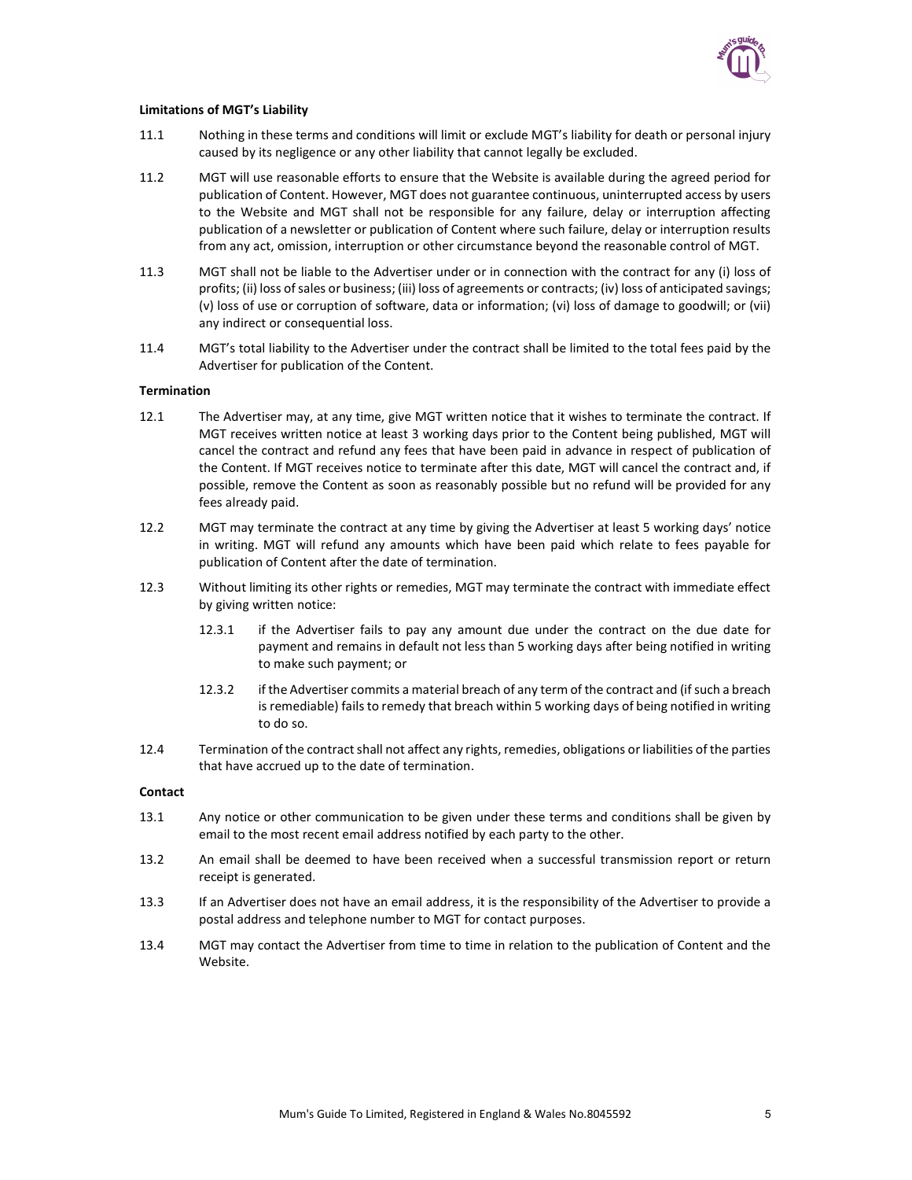**Limitations of MGT's Liability**

11.1 Nothing in these terms and conditions will limit or exclude MGT's liability for death or personal injury caused by its negligence or any other liability that cannot legally be excluded.

11.2 MGT will use reasonable efforts to ensure that the Website is available during the agreed period for publication of Content. However, MGT does not guarantee continuous, uninterrupted access by users to the Website and MGT shall not be responsible for any failure, delay or interruption affecting publication of a newsletter or publication of Content where such failure, delay or interruption results from any act, omission, interruption or other circumstance beyond the reasonable control of MGT.

11.3 MGT shall not be liable to the Advertiser under or in connection with the contract for any (i) loss of profits; (ii) loss of sales or business; (iii) loss of agreements or contracts; (iv) loss of anticipated savings; (v) loss of use or corruption of software, data or information; (vi) loss of damage to goodwill; or (vii) any indirect or consequential loss.

11.4 MGT's total liability to the Advertiser under the contract shall be limited to the total fees paid by the Advertiser for publication of the Content.

**Termination**

12.1 The Advertiser may, at any time, give MGT written notice that it wishes to terminate the contract. If MGT receives written notice at least 3 working days prior to the Content being published, MGT will cancel the contract and refund any fees that have been paid in advance in respect of publication of the Content. If MGT receives notice to terminate after this date, MGT will cancel the contract and, if possible, remove the Content as soon as reasonably possible but no refund will be provided for any fees already paid.

12.2 MGT may terminate the contract at any time by giving the Advertiser at least 5 working days' notice in writing. MGT will refund any amounts which have been paid which relate to fees payable for publication of Content after the date of termination.

12.3 Without limiting its other rights or remedies, MGT may terminate the contract with immediate effect by giving written notice:

12.3.1 if the Advertiser fails to pay any amount due under the contract on the due date for payment and remains in default not less than 5 working days after being notified in writing to make such payment; or

12.3.2 if the Advertiser commits a material breach of any term of the contract and (if such a breach is remediable) fails to remedy that breach within 5 working days of being notified in writing to do so.

12.4 Termination of the contract shall not affect any rights, remedies, obligations or liabilities of the parties that have accrued up to the date of termination.

**Contact**

13.1 Any notice or other communication to be given under these terms and conditions shall be given by email to the most recent email address notified by each party to the other.

13.2 An email shall be deemed to have been received when a successful transmission report or return receipt is generated.

13.3 If an Advertiser does not have an email address, it is the responsibility of the Advertiser to provide a postal address and telephone number to MGT for contact purposes.

13.4 MGT may contact the Advertiser from time to time in relation to the publication of Content and the Website.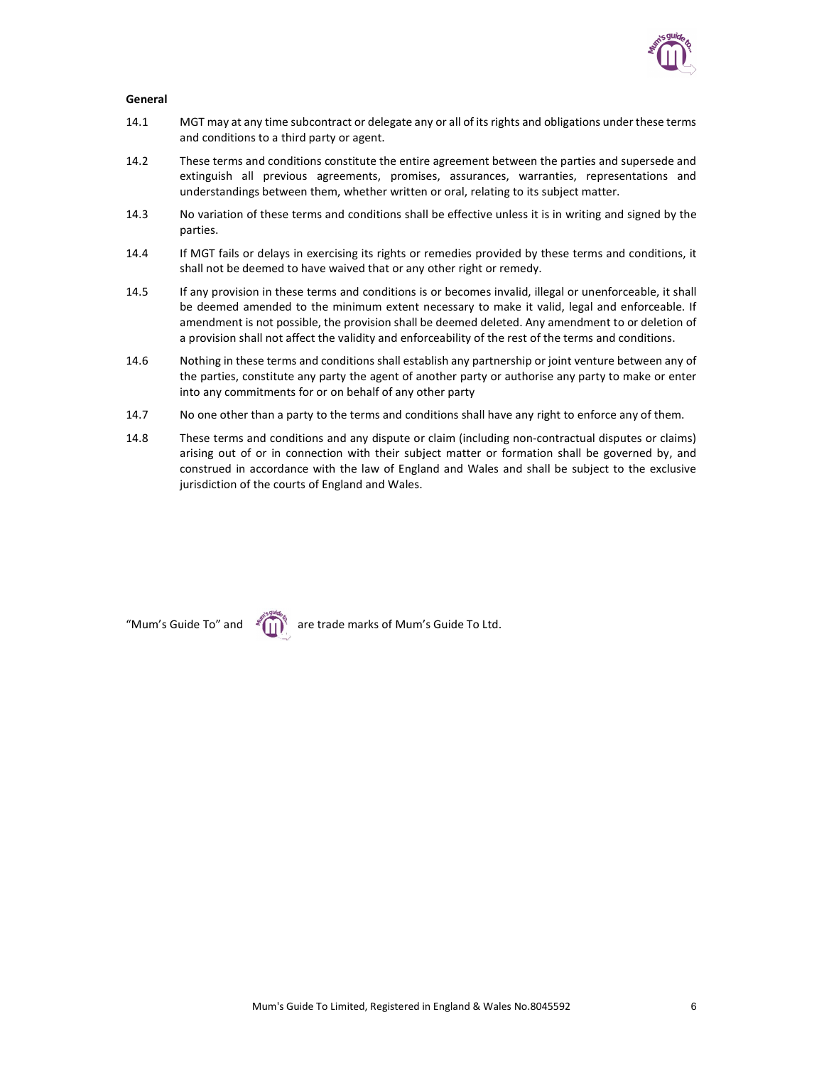**General**

14.1 MGT may at any time subcontract or delegate any or all of its rights and obligations under these terms and conditions to a third party or agent.

14.2 These terms and conditions constitute the entire agreement between the parties and supersede and extinguish all previous agreements, promises, assurances, warranties, representations and understandings between them, whether written or oral, relating to its subject matter.

14.3 No variation of these terms and conditions shall be effective unless it is in writing and signed by the parties.

14.4 If MGT fails or delays in exercising its rights or remedies provided by these terms and conditions, it shall not be deemed to have waived that or any other right or remedy.

14.5 If any provision in these terms and conditions is or becomes invalid, illegal or unenforceable, it shall be deemed amended to the minimum extent necessary to make it valid, legal and enforceable. If amendment is not possible, the provision shall be deemed deleted. Any amendment to or deletion of a provision shall not affect the validity and enforceability of the rest of the terms and conditions.

14.6 Nothing in these terms and conditions shall establish any partnership or joint venture between any of the parties, constitute any party the agent of another party or authorise any party to make or enter into any commitments for or on behalf of any other party

14.7 No one other than a party to the terms and conditions shall have any right to enforce any of them.

14.8 These terms and conditions and any dispute or claim (including non-contractual disputes or claims) arising out of or in connection with their subject matter or formation shall be governed by, and construed in accordance with the law of England and Wales and shall be subject to the exclusive jurisdiction of the courts of England and Wales.

"Mum's Guide To" and are trade marks of Mum's Guide To Ltd.

Mum's Guide To Limited, Registered in England & Wales No.8045592